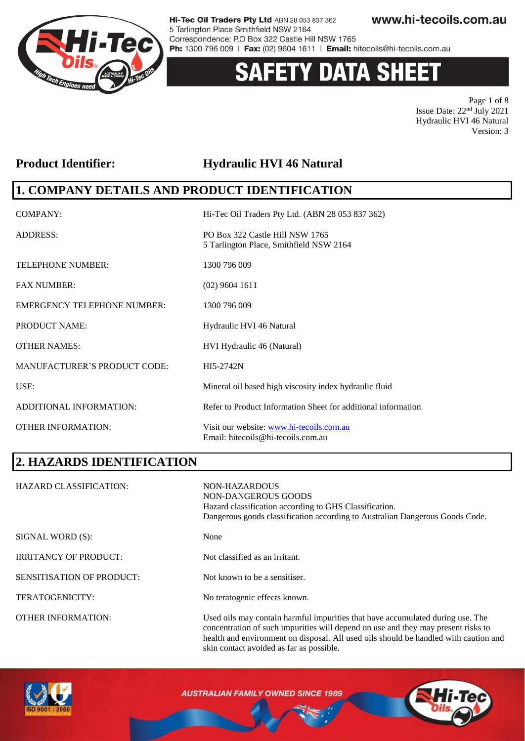# SAFETY DATA SHEET

Issue Date: 22nd July 2021
Hydraulic HVI 46 Natural
Version: 3

**Product Identifier: Hydraulic HVI 46 Natural**

## 1. COMPANY DETAILS AND PRODUCT IDENTIFICATION

| | |
|---|---|
| COMPANY: | Hi-Tec Oil Traders Pty Ltd. (ABN 28 053 837 362) |
| ADDRESS: | PO Box 322 Castle Hill NSW 1765<br>5 Tarlington Place, Smithfield NSW 2164 |
| TELEPHONE NUMBER: | 1300 796 009 |
| FAX NUMBER: | (02) 9604 1611 |
| EMERGENCY TELEPHONE NUMBER: | 1300 796 009 |
| PRODUCT NAME: | Hydraulic HVI 46 Natural |
| OTHER NAMES: | HVI Hydraulic 46 (Natural) |
| MANUFACTURER'S PRODUCT CODE: | HI5-2742N |
| USE: | Mineral oil based high viscosity index hydraulic fluid |
| ADDITIONAL INFORMATION: | Refer to Product Information Sheet for additional information |
| OTHER INFORMATION: | Visit our website: www.hi-tecoils.com.au<br>Email: hitecoils@hi-tecoils.com.au |

## 2. HAZARDS IDENTIFICATION

| | |
|---|---|
| HAZARD CLASSIFICATION: | NON-HAZARDOUS<br>NON-DANGEROUS GOODS<br>Hazard classification according to GHS Classification.<br>Dangerous goods classification according to Australian Dangerous Goods Code. |
| SIGNAL WORD (S): | None |
| IRRITANCY OF PRODUCT: | Not classified as an irritant. |
| SENSITISATION OF PRODUCT: | Not known to be a sensitiser. |
| TERATOGENICITY: | No teratogenic effects known. |
| OTHER INFORMATION: | Used oils may contain harmful impurities that have accumulated during use. The concentration of such impurities will depend on use and they may present risks to health and environment on disposal. All used oils should be handled with caution and skin contact avoided as far as possible. |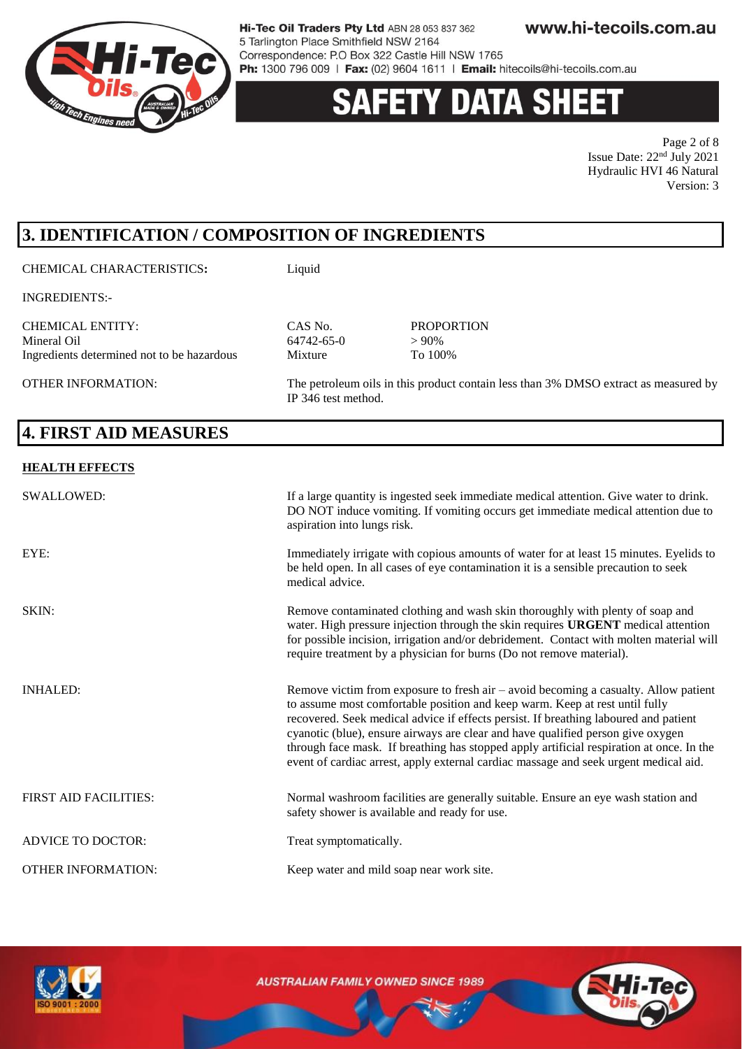## 3. IDENTIFICATION / COMPOSITION OF INGREDIENTS

CHEMICAL CHARACTERISTICS**:** Liquid

INGREDIENTS:-

| CHEMICAL ENTITY: | CAS No. | PROPORTION |
|---|---|---|
| Mineral Oil | 64742-65-0 | > 90% |
| Ingredients determined not to be hazardous | Mixture | To 100% |

OTHER INFORMATION: The petroleum oils in this product contain less than 3% DMSO extract as measured by IP 346 test method.

## 4. FIRST AID MEASURES

**HEALTH EFFECTS**

SWALLOWED: If a large quantity is ingested seek immediate medical attention. Give water to drink. DO NOT induce vomiting. If vomiting occurs get immediate medical attention due to aspiration into lungs risk.

EYE: Immediately irrigate with copious amounts of water for at least 15 minutes. Eyelids to be held open. In all cases of eye contamination it is a sensible precaution to seek medical advice.

SKIN: Remove contaminated clothing and wash skin thoroughly with plenty of soap and water. High pressure injection through the skin requires **URGENT** medical attention for possible incision, irrigation and/or debridement. Contact with molten material will require treatment by a physician for burns (Do not remove material).

INHALED: Remove victim from exposure to fresh air – avoid becoming a casualty. Allow patient to assume most comfortable position and keep warm. Keep at rest until fully recovered. Seek medical advice if effects persist. If breathing laboured and patient cyanotic (blue), ensure airways are clear and have qualified person give oxygen through face mask. If breathing has stopped apply artificial respiration at once. In the event of cardiac arrest, apply external cardiac massage and seek urgent medical aid.

FIRST AID FACILITIES: Normal washroom facilities are generally suitable. Ensure an eye wash station and safety shower is available and ready for use.

ADVICE TO DOCTOR: Treat symptomatically.

OTHER INFORMATION: Keep water and mild soap near work site.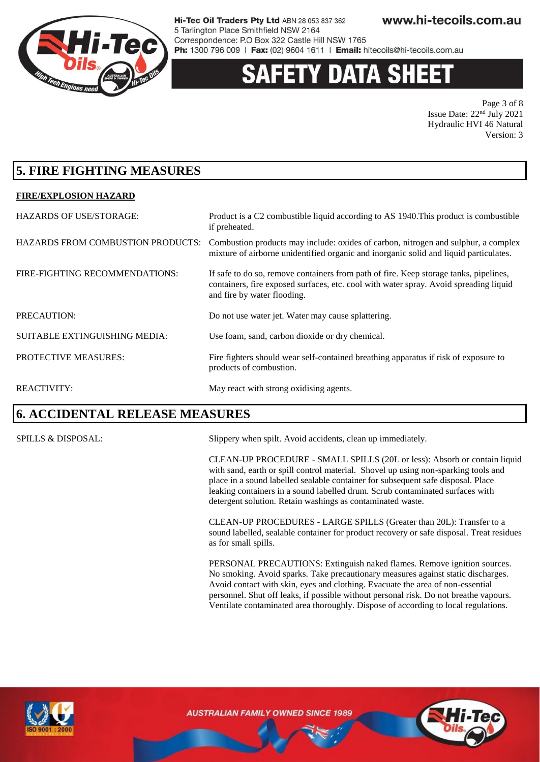## 5. FIRE FIGHTING MEASURES

**FIRE/EXPLOSION HAZARD**

| | |
|---|---|
| HAZARDS OF USE/STORAGE: | Product is a C2 combustible liquid according to AS 1940.This product is combustible if preheated. |
| HAZARDS FROM COMBUSTION PRODUCTS: | Combustion products may include: oxides of carbon, nitrogen and sulphur, a complex mixture of airborne unidentified organic and inorganic solid and liquid particulates. |
| FIRE-FIGHTING RECOMMENDATIONS: | If safe to do so, remove containers from path of fire. Keep storage tanks, pipelines, containers, fire exposed surfaces, etc. cool with water spray. Avoid spreading liquid and fire by water flooding. |
| PRECAUTION: | Do not use water jet. Water may cause splattering. |
| SUITABLE EXTINGUISHING MEDIA: | Use foam, sand, carbon dioxide or dry chemical. |
| PROTECTIVE MEASURES: | Fire fighters should wear self-contained breathing apparatus if risk of exposure to products of combustion. |
| REACTIVITY: | May react with strong oxidising agents. |

## 6. ACCIDENTAL RELEASE MEASURES

SPILLS & DISPOSAL:

Slippery when spilt. Avoid accidents, clean up immediately.

CLEAN-UP PROCEDURE - SMALL SPILLS (20L or less): Absorb or contain liquid with sand, earth or spill control material. Shovel up using non-sparking tools and place in a sound labelled sealable container for subsequent safe disposal. Place leaking containers in a sound labelled drum. Scrub contaminated surfaces with detergent solution. Retain washings as contaminated waste.

CLEAN-UP PROCEDURES - LARGE SPILLS (Greater than 20L): Transfer to a sound labelled, sealable container for product recovery or safe disposal. Treat residues as for small spills.

PERSONAL PRECAUTIONS: Extinguish naked flames. Remove ignition sources. No smoking. Avoid sparks. Take precautionary measures against static discharges. Avoid contact with skin, eyes and clothing. Evacuate the area of non-essential personnel. Shut off leaks, if possible without personal risk. Do not breathe vapours. Ventilate contaminated area thoroughly. Dispose of according to local regulations.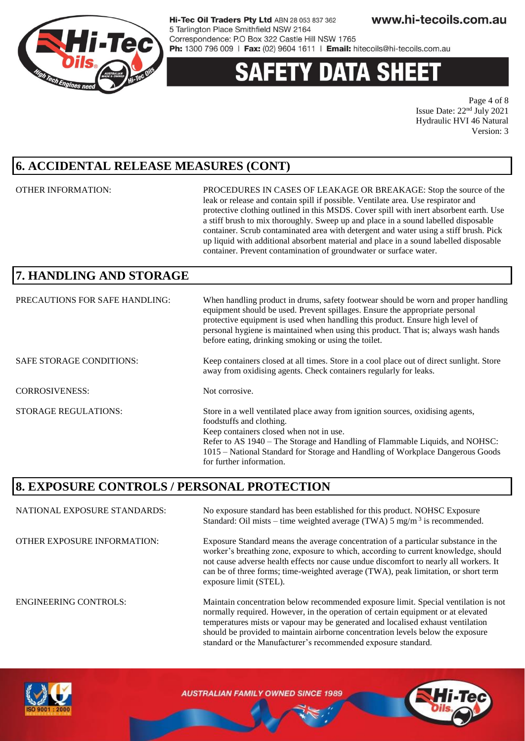## 6. ACCIDENTAL RELEASE MEASURES (CONT)

| | |
|---|---|
| OTHER INFORMATION: | PROCEDURES IN CASES OF LEAKAGE OR BREAKAGE: Stop the source of the leak or release and contain spill if possible. Ventilate area. Use respirator and protective clothing outlined in this MSDS. Cover spill with inert absorbent earth. Use a stiff brush to mix thoroughly. Sweep up and place in a sound labelled disposable container. Scrub contaminated area with detergent and water using a stiff brush. Pick up liquid with additional absorbent material and place in a sound labelled disposable container. Prevent contamination of groundwater or surface water. |

## 7. HANDLING AND STORAGE

| | |
|---|---|
| PRECAUTIONS FOR SAFE HANDLING: | When handling product in drums, safety footwear should be worn and proper handling equipment should be used. Prevent spillages. Ensure the appropriate personal protective equipment is used when handling this product. Ensure high level of personal hygiene is maintained when using this product. That is; always wash hands before eating, drinking smoking or using the toilet. |
| SAFE STORAGE CONDITIONS: | Keep containers closed at all times. Store in a cool place out of direct sunlight. Store away from oxidising agents. Check containers regularly for leaks. |
| CORROSIVENESS: | Not corrosive. |
| STORAGE REGULATIONS: | Store in a well ventilated place away from ignition sources, oxidising agents, foodstuffs and clothing. Keep containers closed when not in use. Refer to AS 1940 – The Storage and Handling of Flammable Liquids, and NOHSC: 1015 – National Standard for Storage and Handling of Workplace Dangerous Goods for further information. |

## 8. EXPOSURE CONTROLS / PERSONAL PROTECTION

| | |
|---|---|
| NATIONAL EXPOSURE STANDARDS: | No exposure standard has been established for this product. NOHSC Exposure Standard: Oil mists – time weighted average (TWA) 5 $mg/m^3$ is recommended. |
| OTHER EXPOSURE INFORMATION: | Exposure Standard means the average concentration of a particular substance in the worker's breathing zone, exposure to which, according to current knowledge, should not cause adverse health effects nor cause undue discomfort to nearly all workers. It can be of three forms; time-weighted average (TWA), peak limitation, or short term exposure limit (STEL). |
| ENGINEERING CONTROLS: | Maintain concentration below recommended exposure limit. Special ventilation is not normally required. However, in the operation of certain equipment or at elevated temperatures mists or vapour may be generated and localised exhaust ventilation should be provided to maintain airborne concentration levels below the exposure standard or the Manufacturer's recommended exposure standard. |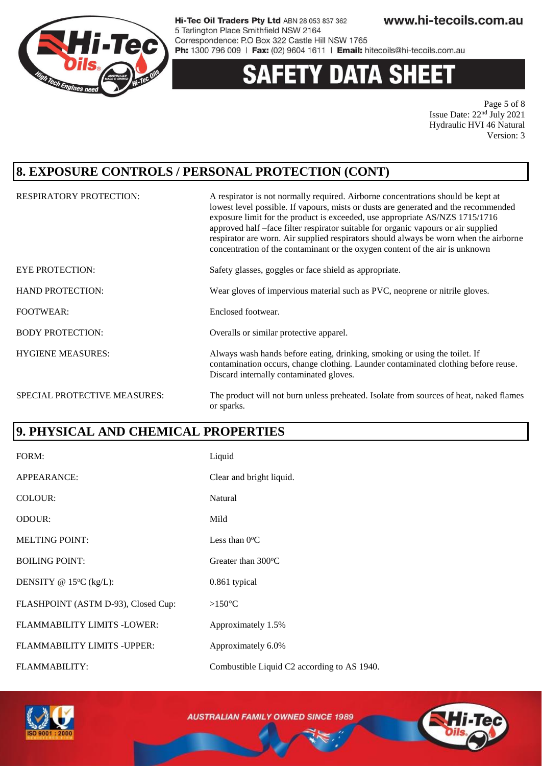## 8. EXPOSURE CONTROLS / PERSONAL PROTECTION (CONT)

| | |
|---|---|
| RESPIRATORY PROTECTION: | A respirator is not normally required. Airborne concentrations should be kept at lowest level possible. If vapours, mists or dusts are generated and the recommended exposure limit for the product is exceeded, use appropriate AS/NZS 1715/1716 approved half –face filter respirator suitable for organic vapours or air supplied respirator are worn. Air supplied respirators should always be worn when the airborne concentration of the contaminant or the oxygen content of the air is unknown |
| EYE PROTECTION: | Safety glasses, goggles or face shield as appropriate. |
| HAND PROTECTION: | Wear gloves of impervious material such as PVC, neoprene or nitrile gloves. |
| FOOTWEAR: | Enclosed footwear. |
| BODY PROTECTION: | Overalls or similar protective apparel. |
| HYGIENE MEASURES: | Always wash hands before eating, drinking, smoking or using the toilet. If contamination occurs, change clothing. Launder contaminated clothing before reuse. Discard internally contaminated gloves. |
| SPECIAL PROTECTIVE MEASURES: | The product will not burn unless preheated. Isolate from sources of heat, naked flames or sparks. |

## 9. PHYSICAL AND CHEMICAL PROPERTIES

| | |
|---|---|
| FORM: | Liquid |
| APPEARANCE: | Clear and bright liquid. |
| COLOUR: | Natural |
| ODOUR: | Mild |
| MELTING POINT: | Less than 0°C |
| BOILING POINT: | Greater than 300°C |
| DENSITY @ 15°C (kg/L): | 0.861 typical |
| FLASHPOINT (ASTM D-93), Closed Cup: | >150°C |
| FLAMMABILITY LIMITS -LOWER: | Approximately 1.5% |
| FLAMMABILITY LIMITS -UPPER: | Approximately 6.0% |
| FLAMMABILITY: | Combustible Liquid C2 according to AS 1940. |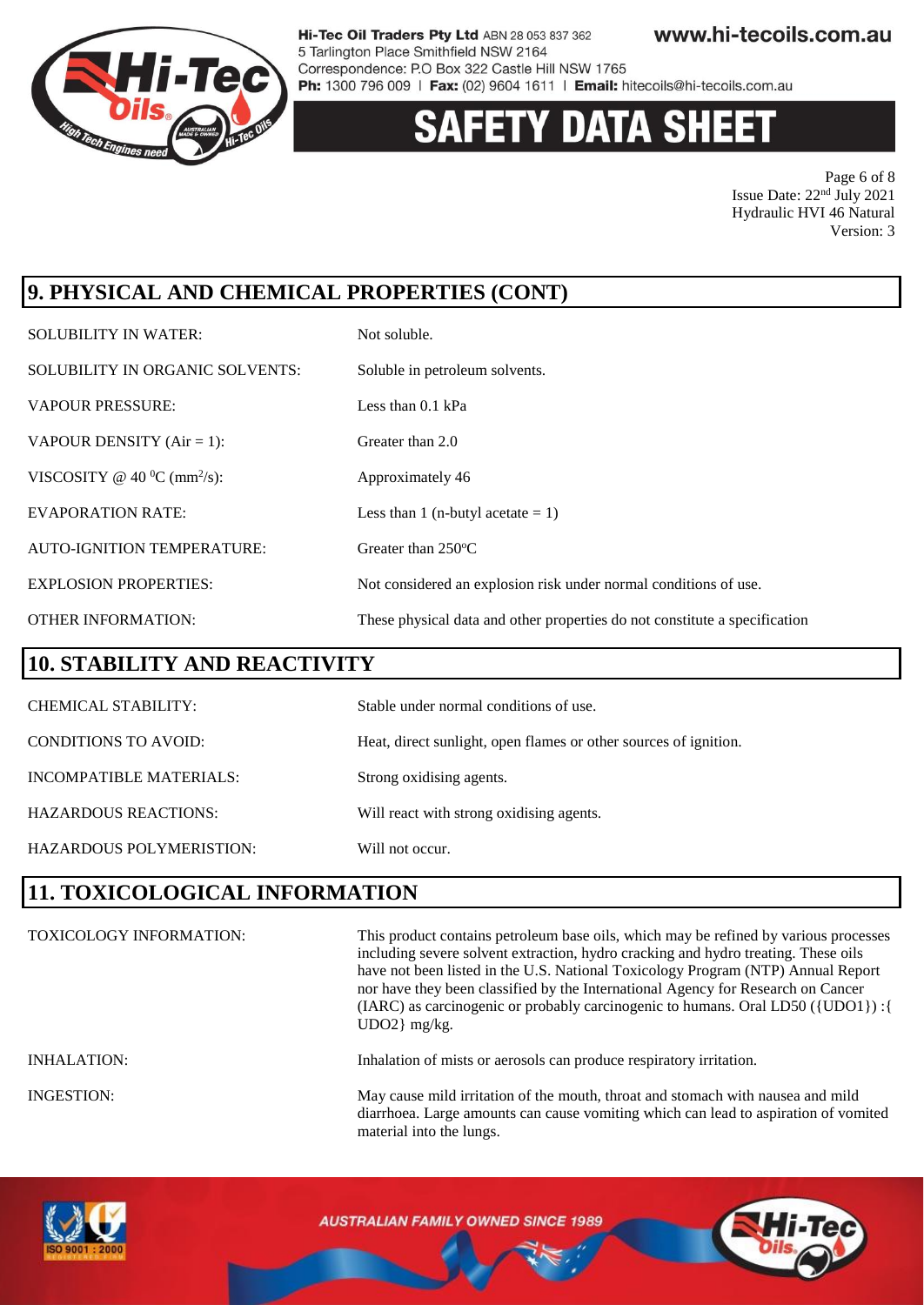## 9. PHYSICAL AND CHEMICAL PROPERTIES (CONT)

| | |
|---|---|
| SOLUBILITY IN WATER: | Not soluble. |
| SOLUBILITY IN ORGANIC SOLVENTS: | Soluble in petroleum solvents. |
| VAPOUR PRESSURE: | Less than 0.1 kPa |
| VAPOUR DENSITY (Air = 1): | Greater than 2.0 |
| VISCOSITY @ 40 $^0$C (mm$^2$/s): | Approximately 46 |
| EVAPORATION RATE: | Less than 1 (n-butyl acetate = 1) |
| AUTO-IGNITION TEMPERATURE: | Greater than 250$^o$C |
| EXPLOSION PROPERTIES: | Not considered an explosion risk under normal conditions of use. |
| OTHER INFORMATION: | These physical data and other properties do not constitute a specification |

## 10. STABILITY AND REACTIVITY

| | |
|---|---|
| CHEMICAL STABILITY: | Stable under normal conditions of use. |
| CONDITIONS TO AVOID: | Heat, direct sunlight, open flames or other sources of ignition. |
| INCOMPATIBLE MATERIALS: | Strong oxidising agents. |
| HAZARDOUS REACTIONS: | Will react with strong oxidising agents. |
| HAZARDOUS POLYMERISTION: | Will not occur. |

## 11. TOXICOLOGICAL INFORMATION

| | |
|---|---|
| TOXICOLOGY INFORMATION: | This product contains petroleum base oils, which may be refined by various processes including severe solvent extraction, hydro cracking and hydro treating. These oils have not been listed in the U.S. National Toxicology Program (NTP) Annual Report nor have they been classified by the International Agency for Research on Cancer (IARC) as carcinogenic or probably carcinogenic to humans. Oral LD50 ({UDO1}) :{ UDO2} mg/kg. |
| INHALATION: | Inhalation of mists or aerosols can produce respiratory irritation. |
| INGESTION: | May cause mild irritation of the mouth, throat and stomach with nausea and mild diarrhoea. Large amounts can cause vomiting which can lead to aspiration of vomited material into the lungs. |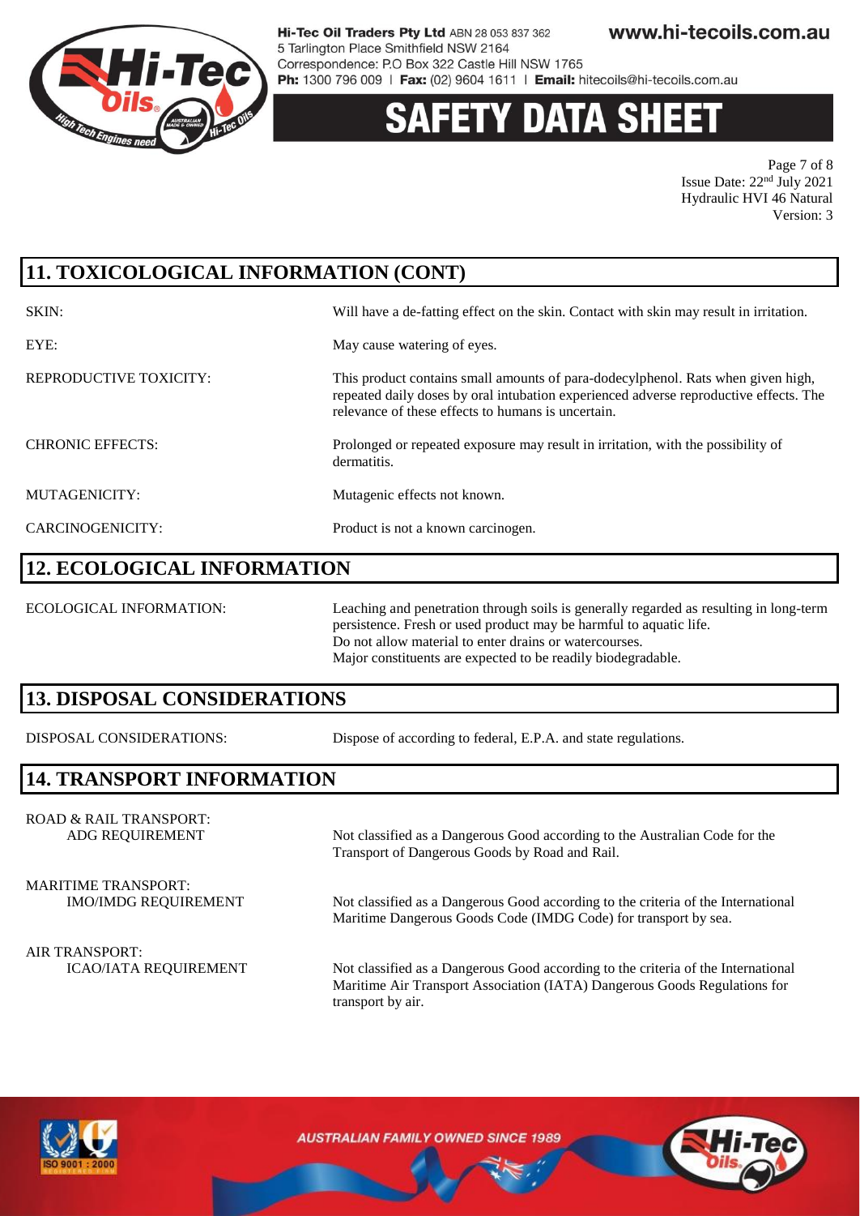## 11. TOXICOLOGICAL INFORMATION (CONT)

| | |
|---|---|
| SKIN: | Will have a de-fatting effect on the skin. Contact with skin may result in irritation. |
| EYE: | May cause watering of eyes. |
| REPRODUCTIVE TOXICITY: | This product contains small amounts of para-dodecylphenol. Rats when given high, repeated daily doses by oral intubation experienced adverse reproductive effects. The relevance of these effects to humans is uncertain. |
| CHRONIC EFFECTS: | Prolonged or repeated exposure may result in irritation, with the possibility of dermatitis. |
| MUTAGENICITY: | Mutagenic effects not known. |
| CARCINOGENICITY: | Product is not a known carcinogen. |

## 12. ECOLOGICAL INFORMATION

| | |
|---|---|
| ECOLOGICAL INFORMATION: | Leaching and penetration through soils is generally regarded as resulting in long-term persistence. Fresh or used product may be harmful to aquatic life. Do not allow material to enter drains or watercourses. Major constituents are expected to be readily biodegradable. |

## 13. DISPOSAL CONSIDERATIONS

| | |
|---|---|
| DISPOSAL CONSIDERATIONS: | Dispose of according to federal, E.P.A. and state regulations. |

## 14. TRANSPORT INFORMATION

| | |
|---|---|
| ROAD & RAIL TRANSPORT: ADG REQUIREMENT | Not classified as a Dangerous Good according to the Australian Code for the Transport of Dangerous Goods by Road and Rail. |
| MARITIME TRANSPORT: IMO/IMDG REQUIREMENT | Not classified as a Dangerous Good according to the criteria of the International Maritime Dangerous Goods Code (IMDG Code) for transport by sea. |
| AIR TRANSPORT: ICAO/IATA REQUIREMENT | Not classified as a Dangerous Good according to the criteria of the International Maritime Air Transport Association (IATA) Dangerous Goods Regulations for transport by air. |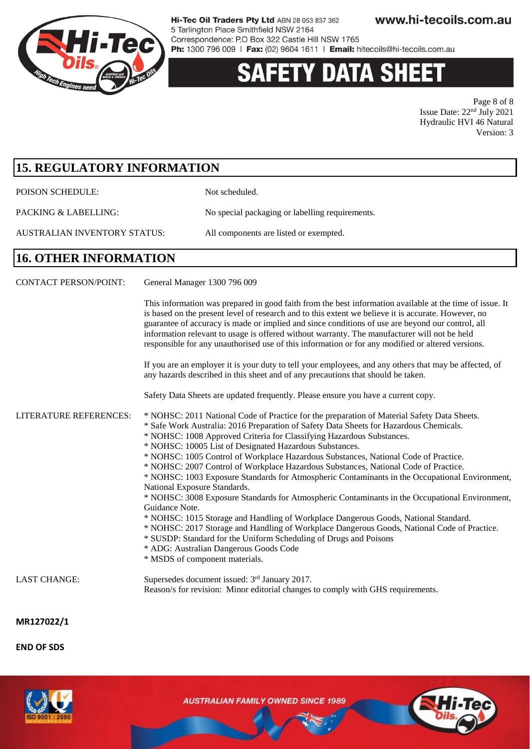## 15. REGULATORY INFORMATION

| | |
|---|---|
| POISON SCHEDULE: | Not scheduled. |
| PACKING & LABELLING: | No special packaging or labelling requirements. |
| AUSTRALIAN INVENTORY STATUS: | All components are listed or exempted. |

## 16. OTHER INFORMATION

CONTACT PERSON/POINT: General Manager 1300 796 009

This information was prepared in good faith from the best information available at the time of issue. It is based on the present level of research and to this extent we believe it is accurate. However, no guarantee of accuracy is made or implied and since conditions of use are beyond our control, all information relevant to usage is offered without warranty. The manufacturer will not be held responsible for any unauthorised use of this information or for any modified or altered versions.

If you are an employer it is your duty to tell your employees, and any others that may be affected, of any hazards described in this sheet and of any precautions that should be taken.

Safety Data Sheets are updated frequently. Please ensure you have a current copy.

LITERATURE REFERENCES:

* NOHSC: 2011 National Code of Practice for the preparation of Material Safety Data Sheets.
* Safe Work Australia: 2016 Preparation of Safety Data Sheets for Hazardous Chemicals.
* NOHSC: 1008 Approved Criteria for Classifying Hazardous Substances.
* NOHSC: 10005 List of Designated Hazardous Substances.
* NOHSC: 1005 Control of Workplace Hazardous Substances, National Code of Practice.
* NOHSC: 2007 Control of Workplace Hazardous Substances, National Code of Practice.
* NOHSC: 1003 Exposure Standards for Atmospheric Contaminants in the Occupational Environment, National Exposure Standards.
* NOHSC: 3008 Exposure Standards for Atmospheric Contaminants in the Occupational Environment, Guidance Note.
* NOHSC: 1015 Storage and Handling of Workplace Dangerous Goods, National Standard.
* NOHSC: 2017 Storage and Handling of Workplace Dangerous Goods, National Code of Practice.
* SUSDP: Standard for the Uniform Scheduling of Drugs and Poisons
* ADG: Australian Dangerous Goods Code
* MSDS of component materials.

LAST CHANGE: Supersedes document issued: 3rd January 2017.
Reason/s for revision: Minor editorial changes to comply with GHS requirements.

**MR127022/1**

**END OF SDS**